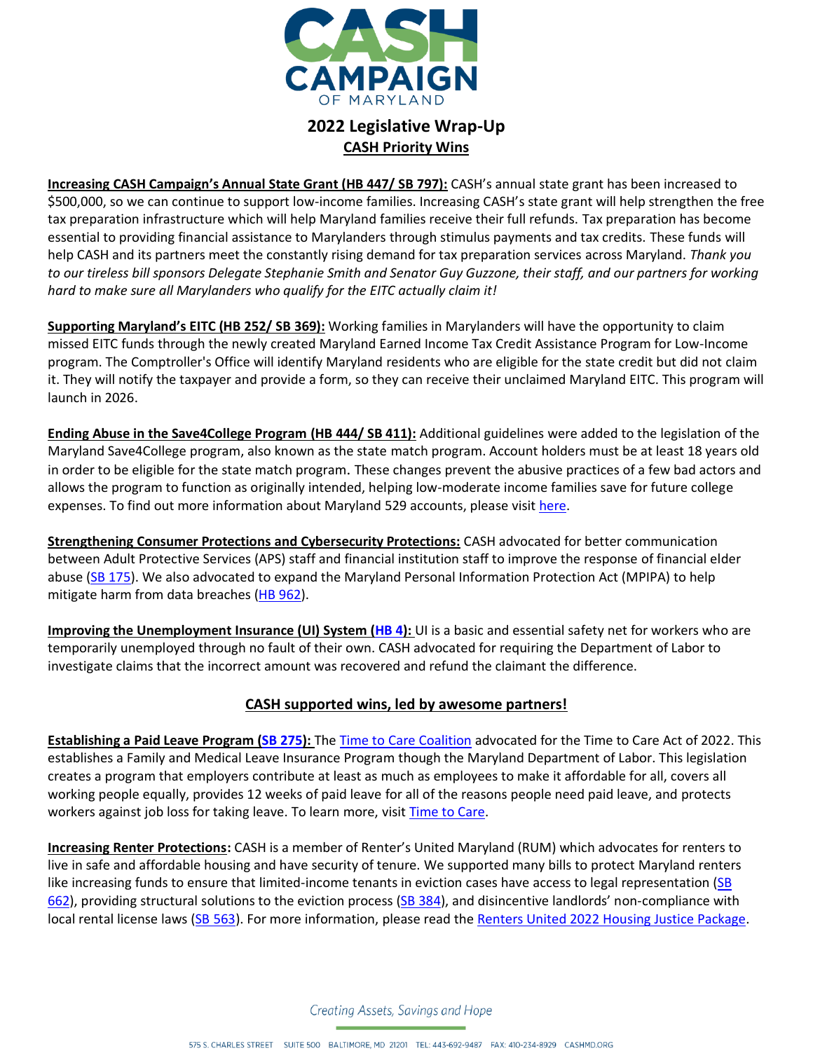# 2022 Legislative Wrap-Up

## CASH Priority Wins

**Increasing CASH Campaign's Annual State Grant (HB 447/ SB 797):** CASH's annual state grant has been increased to $500,000, so we can continue to support low-income families. Increasing CASH's state grant will help strengthen the free tax preparation infrastructure which will help Maryland families receive their full refunds. Tax preparation has become essential to providing financial assistance to Marylanders through stimulus payments and tax credits. These funds will help CASH and its partners meet the constantly rising demand for tax preparation services across Maryland. *Thank you to our tireless bill sponsors Delegate Stephanie Smith and Senator Guy Guzzone, their staff, and our partners for working hard to make sure all Marylanders who qualify for the EITC actually claim it!*

**Supporting Maryland's EITC (HB 252/ SB 369):** Working families in Marylanders will have the opportunity to claim missed EITC funds through the newly created Maryland Earned Income Tax Credit Assistance Program for Low-Income program. The Comptroller's Office will identify Maryland residents who are eligible for the state credit but did not claim it. They will notify the taxpayer and provide a form, so they can receive their unclaimed Maryland EITC. This program will launch in 2026.

**Ending Abuse in the Save4College Program (HB 444/ SB 411):** Additional guidelines were added to the legislation of the Maryland Save4College program, also known as the state match program. Account holders must be at least 18 years old in order to be eligible for the state match program. These changes prevent the abusive practices of a few bad actors and allows the program to function as originally intended, helping low-moderate income families save for future college expenses. To find out more information about Maryland 529 accounts, please visit here.

**Strengthening Consumer Protections and Cybersecurity Protections:** CASH advocated for better communication between Adult Protective Services (APS) staff and financial institution staff to improve the response of financial elder abuse (SB 175). We also advocated to expand the Maryland Personal Information Protection Act (MPIPA) to help mitigate harm from data breaches (HB 962).

**Improving the Unemployment Insurance (UI) System (HB 4):** UI is a basic and essential safety net for workers who are temporarily unemployed through no fault of their own. CASH advocated for requiring the Department of Labor to investigate claims that the incorrect amount was recovered and refund the claimant the difference.

## CASH supported wins, led by awesome partners!

**Establishing a Paid Leave Program (SB 275):** The Time to Care Coalition advocated for the Time to Care Act of 2022. This establishes a Family and Medical Leave Insurance Program though the Maryland Department of Labor. This legislation creates a program that employers contribute at least as much as employees to make it affordable for all, covers all working people equally, provides 12 weeks of paid leave for all of the reasons people need paid leave, and protects workers against job loss for taking leave. To learn more, visit Time to Care.

**Increasing Renter Protections:** CASH is a member of Renter's United Maryland (RUM) which advocates for renters to live in safe and affordable housing and have security of tenure. We supported many bills to protect Maryland renters like increasing funds to ensure that limited-income tenants in eviction cases have access to legal representation (SB 662), providing structural solutions to the eviction process (SB 384), and disincentive landlords' non-compliance with local rental license laws (SB 563). For more information, please read the Renters United 2022 Housing Justice Package.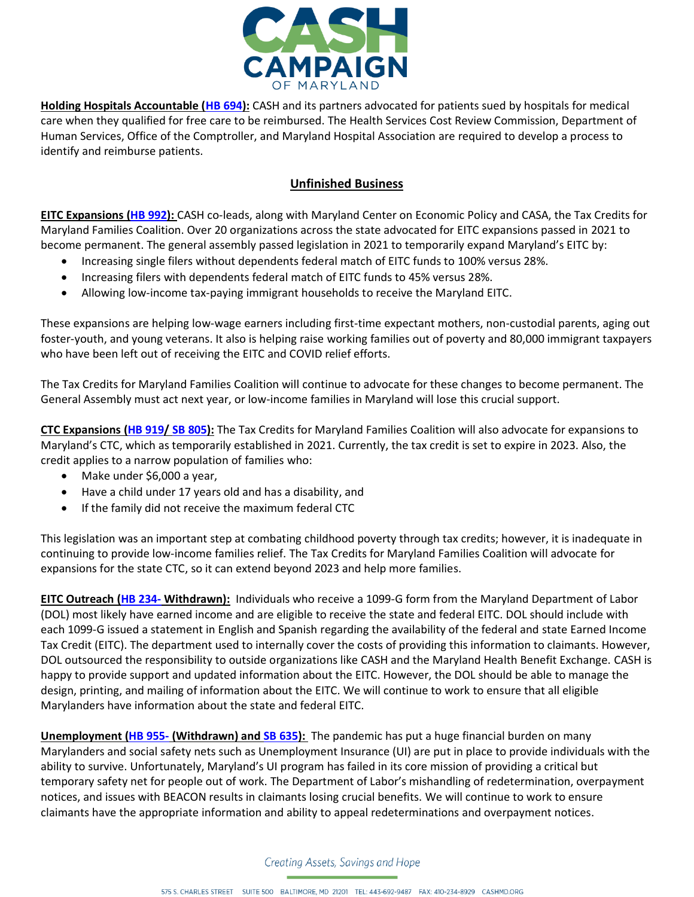**Holding Hospitals Accountable (HB 694):** CASH and its partners advocated for patients sued by hospitals for medical care when they qualified for free care to be reimbursed. The Health Services Cost Review Commission, Department of Human Services, Office of the Comptroller, and Maryland Hospital Association are required to develop a process to identify and reimburse patients.

## Unfinished Business

**EITC Expansions (HB 992):** CASH co-leads, along with Maryland Center on Economic Policy and CASA, the Tax Credits for Maryland Families Coalition. Over 20 organizations across the state advocated for EITC expansions passed in 2021 to become permanent. The general assembly passed legislation in 2021 to temporarily expand Maryland's EITC by:

- Increasing single filers without dependents federal match of EITC funds to 100% versus 28%.
- Increasing filers with dependents federal match of EITC funds to 45% versus 28%.
- Allowing low-income tax-paying immigrant households to receive the Maryland EITC.

These expansions are helping low-wage earners including first-time expectant mothers, non-custodial parents, aging out foster-youth, and young veterans. It also is helping raise working families out of poverty and 80,000 immigrant taxpayers who have been left out of receiving the EITC and COVID relief efforts.

The Tax Credits for Maryland Families Coalition will continue to advocate for these changes to become permanent. The General Assembly must act next year, or low-income families in Maryland will lose this crucial support.

**CTC Expansions (HB 919/ SB 805):** The Tax Credits for Maryland Families Coalition will also advocate for expansions to Maryland's CTC, which as temporarily established in 2021. Currently, the tax credit is set to expire in 2023. Also, the credit applies to a narrow population of families who:

- Make under $6,000 a year,
- Have a child under 17 years old and has a disability, and
- If the family did not receive the maximum federal CTC

This legislation was an important step at combating childhood poverty through tax credits; however, it is inadequate in continuing to provide low-income families relief. The Tax Credits for Maryland Families Coalition will advocate for expansions for the state CTC, so it can extend beyond 2023 and help more families.

**EITC Outreach (HB 234- Withdrawn):** Individuals who receive a 1099-G form from the Maryland Department of Labor (DOL) most likely have earned income and are eligible to receive the state and federal EITC. DOL should include with each 1099-G issued a statement in English and Spanish regarding the availability of the federal and state Earned Income Tax Credit (EITC). The department used to internally cover the costs of providing this information to claimants. However, DOL outsourced the responsibility to outside organizations like CASH and the Maryland Health Benefit Exchange. CASH is happy to provide support and updated information about the EITC. However, the DOL should be able to manage the design, printing, and mailing of information about the EITC. We will continue to work to ensure that all eligible Marylanders have information about the state and federal EITC.

**Unemployment (HB 955- (Withdrawn) and SB 635):** The pandemic has put a huge financial burden on many Marylanders and social safety nets such as Unemployment Insurance (UI) are put in place to provide individuals with the ability to survive. Unfortunately, Maryland's UI program has failed in its core mission of providing a critical but temporary safety net for people out of work. The Department of Labor's mishandling of redetermination, overpayment notices, and issues with BEACON results in claimants losing crucial benefits. We will continue to work to ensure claimants have the appropriate information and ability to appeal redeterminations and overpayment notices.